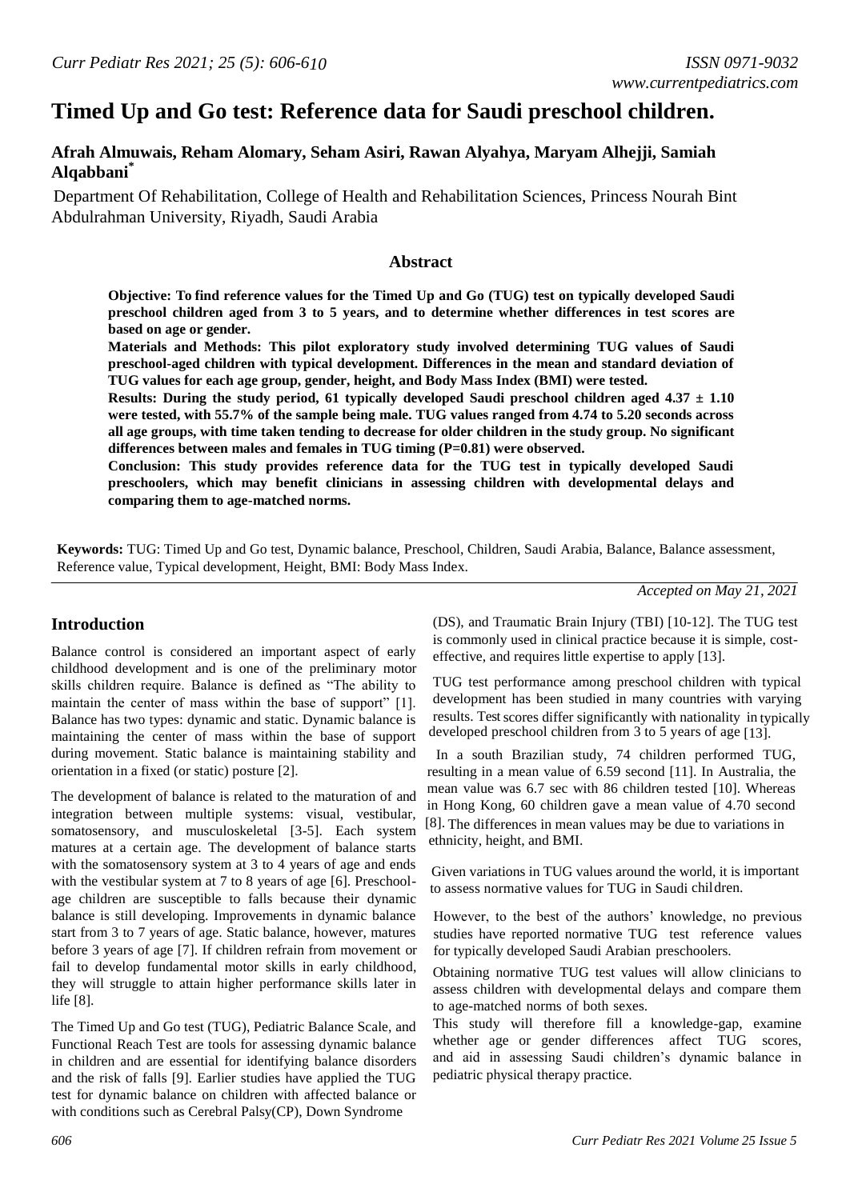# Timed Up and Go test: Reference data for Saudi preschool children.

**Afrah Almuwais, Reham Alomary, Seham Asiri, Rawan Alyahya, Maryam Alhejji, Samiah Alqabbani***

Department Of Rehabilitation, College of Health and Rehabilitation Sciences, Princess Nourah Bint Abdulrahman University, Riyadh, Saudi Arabia

## Abstract

**Objective: To find reference values for the Timed Up and Go (TUG) test on typically developed Saudi preschool children aged from 3 to 5 years, and to determine whether differences in test scores are based on age or gender.**

**Materials and Methods: This pilot exploratory study involved determining TUG values of Saudi preschool-aged children with typical development. Differences in the mean and standard deviation of TUG values for each age group, gender, height, and Body Mass Index (BMI) were tested.**

**Results: During the study period, 61 typically developed Saudi preschool children aged 4.37 ± 1.10 were tested, with 55.7% of the sample being male. TUG values ranged from 4.74 to 5.20 seconds across all age groups, with time taken tending to decrease for older children in the study group. No significant differences between males and females in TUG timing (P=0.81) were observed.**

**Conclusion: This study provides reference data for the TUG test in typically developed Saudi preschoolers, which may benefit clinicians in assessing children with developmental delays and comparing them to age-matched norms.**

**Keywords:** TUG: Timed Up and Go test, Dynamic balance, Preschool, Children, Saudi Arabia, Balance, Balance assessment, Reference value, Typical development, Height, BMI: Body Mass Index.

*Accepted on May 21, 2021*

## Introduction

Balance control is considered an important aspect of early childhood development and is one of the preliminary motor skills children require. Balance is defined as "The ability to maintain the center of mass within the base of support" [1]. Balance has two types: dynamic and static. Dynamic balance is maintaining the center of mass within the base of support during movement. Static balance is maintaining stability and orientation in a fixed (or static) posture [2].

The development of balance is related to the maturation of and integration between multiple systems: visual, vestibular, somatosensory, and musculoskeletal [3-5]. Each system matures at a certain age. The development of balance starts with the somatosensory system at 3 to 4 years of age and ends with the vestibular system at 7 to 8 years of age [6]. Preschool-age children are susceptible to falls because their dynamic balance is still developing. Improvements in dynamic balance start from 3 to 7 years of age. Static balance, however, matures before 3 years of age [7]. If children refrain from movement or fail to develop fundamental motor skills in early childhood, they will struggle to attain higher performance skills later in life [8].

The Timed Up and Go test (TUG), Pediatric Balance Scale, and Functional Reach Test are tools for assessing dynamic balance in children and are essential for identifying balance disorders and the risk of falls [9]. Earlier studies have applied the TUG test for dynamic balance on children with affected balance or with conditions such as Cerebral Palsy(CP), Down Syndrome (DS), and Traumatic Brain Injury (TBI) [10-12]. The TUG test is commonly used in clinical practice because it is simple, cost-effective, and requires little expertise to apply [13].

TUG test performance among preschool children with typical development has been studied in many countries with varying results. Test scores differ significantly with nationality in typically developed preschool children from 3 to 5 years of age [13].

In a south Brazilian study, 74 children performed TUG, resulting in a mean value of 6.59 second [11]. In Australia, the mean value was 6.7 sec with 86 children tested [10]. Whereas in Hong Kong, 60 children gave a mean value of 4.70 second [8]. The differences in mean values may be due to variations in ethnicity, height, and BMI.

Given variations in TUG values around the world, it is important to assess normative values for TUG in Saudi children.

However, to the best of the authors' knowledge, no previous studies have reported normative TUG test reference values for typically developed Saudi Arabian preschoolers.

Obtaining normative TUG test values will allow clinicians to assess children with developmental delays and compare them to age-matched norms of both sexes.

This study will therefore fill a knowledge-gap, examine whether age or gender differences affect TUG scores, and aid in assessing Saudi children's dynamic balance in pediatric physical therapy practice.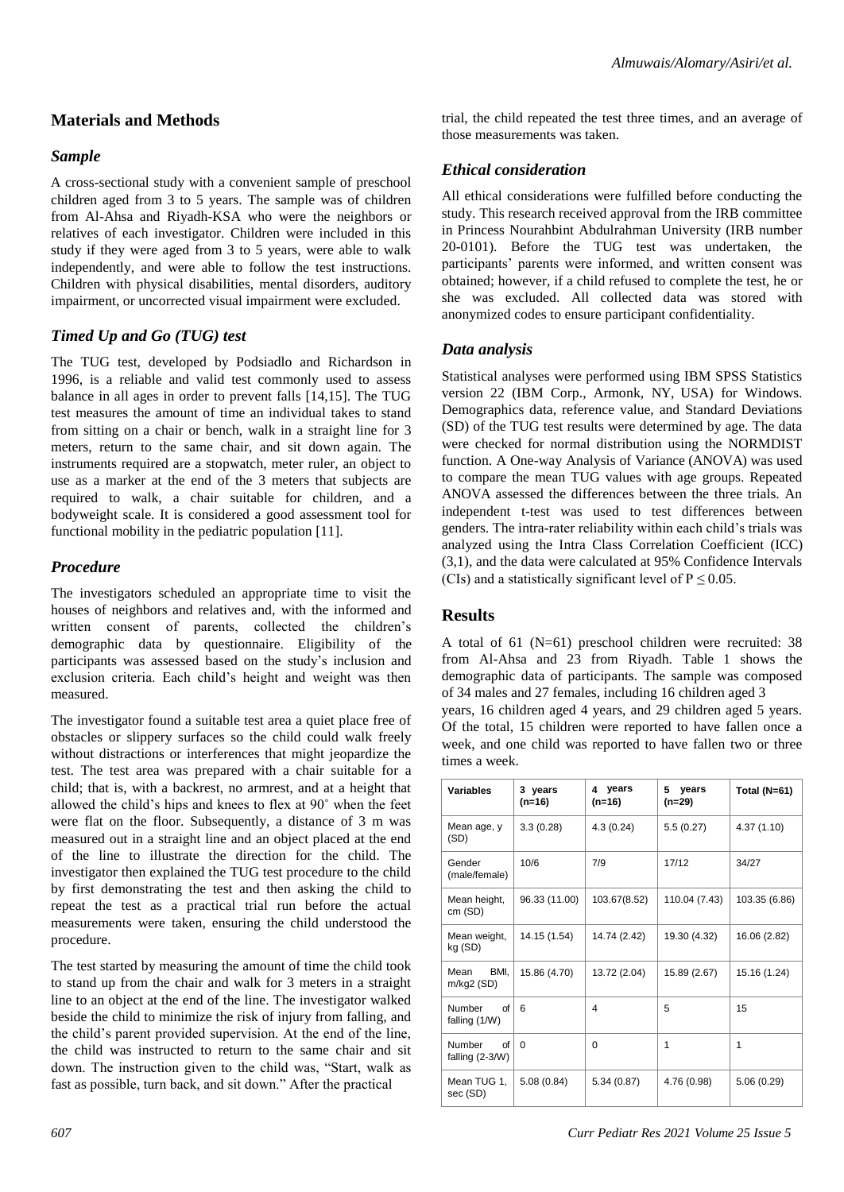## Materials and Methods

### *Sample*

A cross-sectional study with a convenient sample of preschool children aged from 3 to 5 years. The sample was of children from Al-Ahsa and Riyadh-KSA who were the neighbors or relatives of each investigator. Children were included in this study if they were aged from 3 to 5 years, were able to walk independently, and were able to follow the test instructions. Children with physical disabilities, mental disorders, auditory impairment, or uncorrected visual impairment were excluded.

### *Timed Up and Go (TUG) test*

The TUG test, developed by Podsiadlo and Richardson in 1996, is a reliable and valid test commonly used to assess balance in all ages in order to prevent falls [14,15]. The TUG test measures the amount of time an individual takes to stand from sitting on a chair or bench, walk in a straight line for 3 meters, return to the same chair, and sit down again. The instruments required are a stopwatch, meter ruler, an object to use as a marker at the end of the 3 meters that subjects are required to walk, a chair suitable for children, and a bodyweight scale. It is considered a good assessment tool for functional mobility in the pediatric population [11].

### *Procedure*

The investigators scheduled an appropriate time to visit the houses of neighbors and relatives and, with the informed and written consent of parents, collected the children's demographic data by questionnaire. Eligibility of the participants was assessed based on the study's inclusion and exclusion criteria. Each child's height and weight was then measured.

The investigator found a suitable test area a quiet place free of obstacles or slippery surfaces so the child could walk freely without distractions or interferences that might jeopardize the test. The test area was prepared with a chair suitable for a child; that is, with a backrest, no armrest, and at a height that allowed the child's hips and knees to flex at 90˚ when the feet were flat on the floor. Subsequently, a distance of 3 m was measured out in a straight line and an object placed at the end of the line to illustrate the direction for the child. The investigator then explained the TUG test procedure to the child by first demonstrating the test and then asking the child to repeat the test as a practical trial run before the actual measurements were taken, ensuring the child understood the procedure.

The test started by measuring the amount of time the child took to stand up from the chair and walk for 3 meters in a straight line to an object at the end of the line. The investigator walked beside the child to minimize the risk of injury from falling, and the child's parent provided supervision. At the end of the line, the child was instructed to return to the same chair and sit down. The instruction given to the child was, "Start, walk as fast as possible, turn back, and sit down." After the practical trial, the child repeated the test three times, and an average of those measurements was taken.

### *Ethical consideration*

All ethical considerations were fulfilled before conducting the study. This research received approval from the IRB committee in Princess Nourahbint Abdulrahman University (IRB number 20-0101). Before the TUG test was undertaken, the participants' parents were informed, and written consent was obtained; however, if a child refused to complete the test, he or she was excluded. All collected data was stored with anonymized codes to ensure participant confidentiality.

### *Data analysis*

Statistical analyses were performed using IBM SPSS Statistics version 22 (IBM Corp., Armonk, NY, USA) for Windows. Demographics data, reference value, and Standard Deviations (SD) of the TUG test results were determined by age. The data were checked for normal distribution using the NORMDIST function. A One-way Analysis of Variance (ANOVA) was used to compare the mean TUG values with age groups. Repeated ANOVA assessed the differences between the three trials. An independent t-test was used to test differences between genders. The intra-rater reliability within each child's trials was analyzed using the Intra Class Correlation Coefficient (ICC) (3,1), and the data were calculated at 95% Confidence Intervals (CIs) and a statistically significant level of $P \leq 0.05$.

## Results

A total of 61 (N=61) preschool children were recruited: 38 from Al-Ahsa and 23 from Riyadh. Table 1 shows the demographic data of participants. The sample was composed of 34 males and 27 females, including 16 children aged 3 years, 16 children aged 4 years, and 29 children aged 5 years. Of the total, 15 children were reported to have fallen once a week, and one child was reported to have fallen two or three times a week.

| Variables | 3 years (n=16) | 4 years (n=16) | 5 years (n=29) | Total (N=61) |
|---|---|---|---|---|
| Mean age, y (SD) | 3.3 (0.28) | 4.3 (0.24) | 5.5 (0.27) | 4.37 (1.10) |
| Gender (male/female) | 10/6 | 7/9 | 17/12 | 34/27 |
| Mean height, cm (SD) | 96.33 (11.00) | 103.67(8.52) | 110.04 (7.43) | 103.35 (6.86) |
| Mean weight, kg (SD) | 14.15 (1.54) | 14.74 (2.42) | 19.30 (4.32) | 16.06 (2.82) |
| Mean BMI, m/kg2 (SD) | 15.86 (4.70) | 13.72 (2.04) | 15.89 (2.67) | 15.16 (1.24) |
| Number of falling (1/W) | 6 | 4 | 5 | 15 |
| Number of falling (2-3/W) | 0 | 0 | 1 | 1 |
| Mean TUG 1, sec (SD) | 5.08 (0.84) | 5.34 (0.87) | 4.76 (0.98) | 5.06 (0.29) |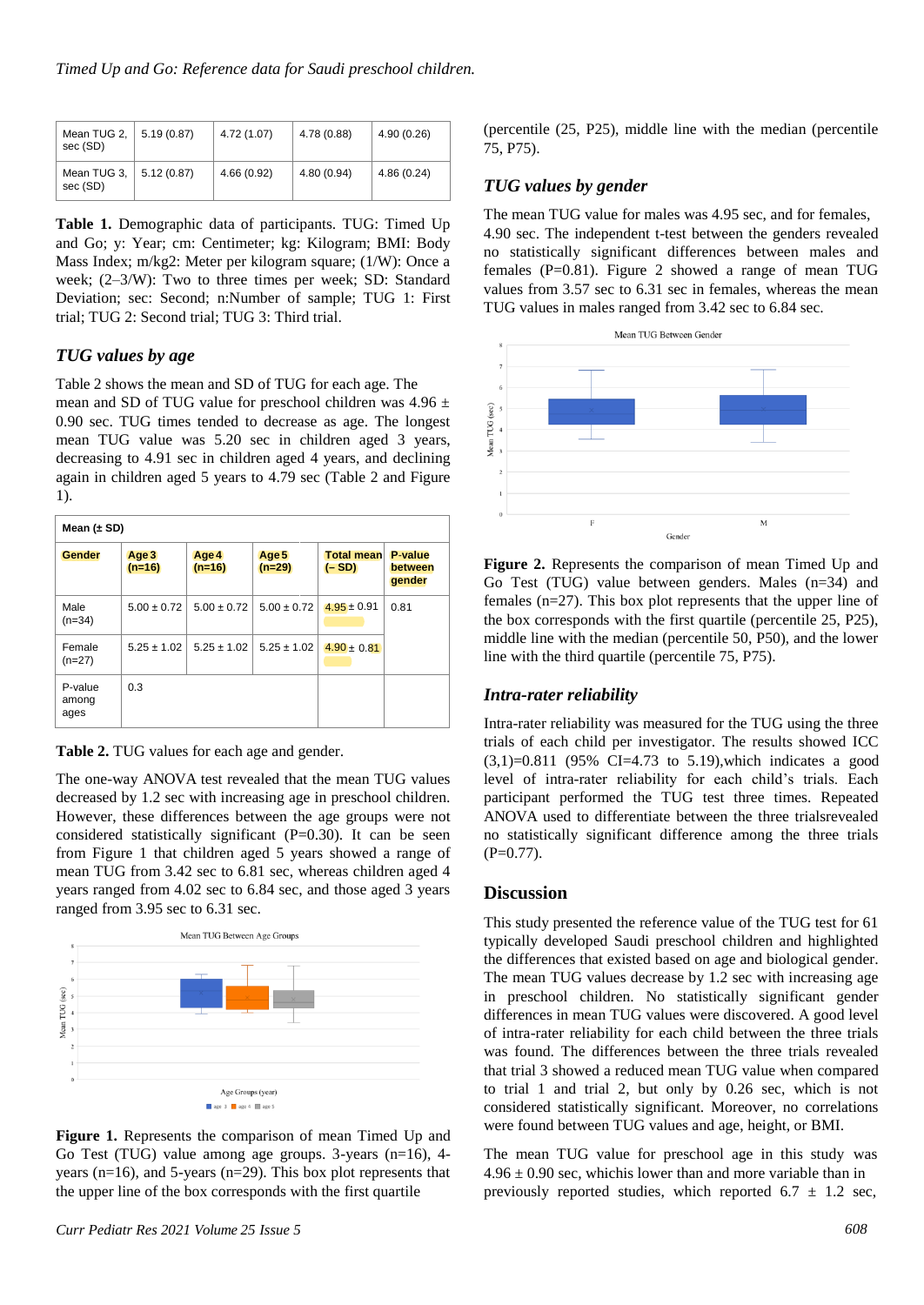| | | | | |
|---|---|---|---|---|
| Mean TUG 2, sec (SD) | 5.19 (0.87) | 4.72 (1.07) | 4.78 (0.88) | 4.90 (0.26) |
| Mean TUG 3, sec (SD) | 5.12 (0.87) | 4.66 (0.92) | 4.80 (0.94) | 4.86 (0.24) |

**Table 1.** Demographic data of participants. TUG: Timed Up and Go; y: Year; cm: Centimeter; kg: Kilogram; BMI: Body Mass Index; m/kg2: Meter per kilogram square; (1/W): Once a week; (2–3/W): Two to three times per week; SD: Standard Deviation; sec: Second; n:Number of sample; TUG 1: First trial; TUG 2: Second trial; TUG 3: Third trial.

### *TUG values by age*

Table 2 shows the mean and SD of TUG for each age. The mean and SD of TUG value for preschool children was 4.96 ± 0.90 sec. TUG times tended to decrease as age. The longest mean TUG value was 5.20 sec in children aged 3 years, decreasing to 4.91 sec in children aged 4 years, and declining again in children aged 5 years to 4.79 sec (Table 2 and Figure 1).

| Mean (± SD) | | | | | |
|---|---|---|---|---|---|
| **Gender** | **Age 3 (n=16)** | **Age 4 (n=16)** | **Age 5 (n=29)** | **Total mean (– SD)** | **P-value between gender** |
| Male (n=34) | 5.00 ± 0.72 | 5.00 ± 0.72 | 5.00 ± 0.72 | 4.95 ± 0.91 | 0.81 |
| Female (n=27) | 5.25 ± 1.02 | 5.25 ± 1.02 | 5.25 ± 1.02 | 4.90 ± 0.81 | |
| P-value among ages | 0.3 | | | | |

**Table 2.** TUG values for each age and gender.

The one-way ANOVA test revealed that the mean TUG values decreased by 1.2 sec with increasing age in preschool children. However, these differences between the age groups were not considered statistically significant (P=0.30). It can be seen from Figure 1 that children aged 5 years showed a range of mean TUG from 3.42 sec to 6.81 sec, whereas children aged 4 years ranged from 4.02 sec to 6.84 sec, and those aged 3 years ranged from 3.95 sec to 6.31 sec.

Mean TUG Between Age Groups

Mean TUG (sec)

0
1
2
3
4
5
6
7
8

Age Groups (year)

age 3 age 4 age 5

**Figure 1.** Represents the comparison of mean Timed Up and Go Test (TUG) value among age groups. 3-years (n=16), 4-years (n=16), and 5-years (n=29). This box plot represents that the upper line of the box corresponds with the first quartile (percentile (25, P25), middle line with the median (percentile 75, P75).

### *TUG values by gender*

The mean TUG value for males was 4.95 sec, and for females, 4.90 sec. The independent t-test between the genders revealed no statistically significant differences between males and females (P=0.81). Figure 2 showed a range of mean TUG values from 3.57 sec to 6.31 sec in females, whereas the mean TUG values in males ranged from 3.42 sec to 6.84 sec.

Mean TUG Between Gender

Mean TUG (sec)

0
1
2
3
4
5
6
7
8

F
M

Gender

**Figure 2.** Represents the comparison of mean Timed Up and Go Test (TUG) value between genders. Males (n=34) and females (n=27). This box plot represents that the upper line of the box corresponds with the first quartile (percentile 25, P25), middle line with the median (percentile 50, P50), and the lower line with the third quartile (percentile 75, P75).

### *Intra-rater reliability*

Intra-rater reliability was measured for the TUG using the three trials of each child per investigator. The results showed ICC (3,1)=0.811 (95% CI=4.73 to 5.19),which indicates a good level of intra-rater reliability for each child's trials. Each participant performed the TUG test three times. Repeated ANOVA used to differentiate between the three trialsrevealed no statistically significant difference among the three trials (P=0.77).

## Discussion

This study presented the reference value of the TUG test for 61 typically developed Saudi preschool children and highlighted the differences that existed based on age and biological gender. The mean TUG values decrease by 1.2 sec with increasing age in preschool children. No statistically significant gender differences in mean TUG values were discovered. A good level of intra-rater reliability for each child between the three trials was found. The differences between the three trials revealed that trial 3 showed a reduced mean TUG value when compared to trial 1 and trial 2, but only by 0.26 sec, which is not considered statistically significant. Moreover, no correlations were found between TUG values and age, height, or BMI.

The mean TUG value for preschool age in this study was 4.96 ± 0.90 sec, whichis lower than and more variable than in previously reported studies, which reported 6.7 ± 1.2 sec,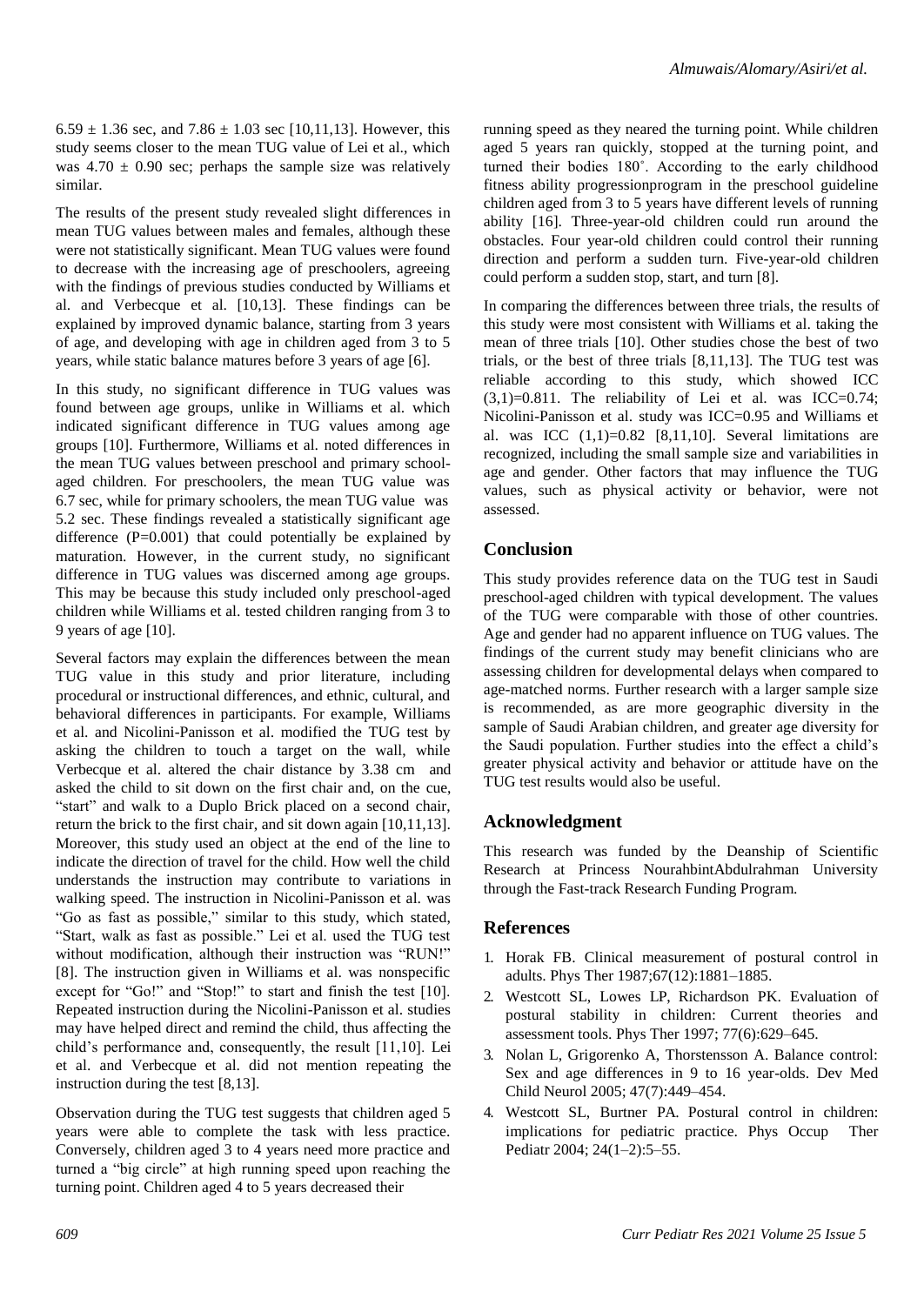6.59 ± 1.36 sec, and 7.86 ± 1.03 sec [10,11,13]. However, this study seems closer to the mean TUG value of Lei et al., which was 4.70 ± 0.90 sec; perhaps the sample size was relatively similar.

The results of the present study revealed slight differences in mean TUG values between males and females, although these were not statistically significant. Mean TUG values were found to decrease with the increasing age of preschoolers, agreeing with the findings of previous studies conducted by Williams et al. and Verbecque et al. [10,13]. These findings can be explained by improved dynamic balance, starting from 3 years of age, and developing with age in children aged from 3 to 5 years, while static balance matures before 3 years of age [6].

In this study, no significant difference in TUG values was found between age groups, unlike in Williams et al. which indicated significant difference in TUG values among age groups [10]. Furthermore, Williams et al. noted differences in the mean TUG values between preschool and primary school-aged children. For preschoolers, the mean TUG value was 6.7 sec, while for primary schoolers, the mean TUG value was 5.2 sec. These findings revealed a statistically significant age difference (P=0.001) that could potentially be explained by maturation. However, in the current study, no significant difference in TUG values was discerned among age groups. This may be because this study included only preschool-aged children while Williams et al. tested children ranging from 3 to 9 years of age [10].

Several factors may explain the differences between the mean TUG value in this study and prior literature, including procedural or instructional differences, and ethnic, cultural, and behavioral differences in participants. For example, Williams et al. and Nicolini-Panisson et al. modified the TUG test by asking the children to touch a target on the wall, while Verbecque et al. altered the chair distance by 3.38 cm and asked the child to sit down on the first chair and, on the cue, "start" and walk to a Duplo Brick placed on a second chair, return the brick to the first chair, and sit down again [10,11,13]. Moreover, this study used an object at the end of the line to indicate the direction of travel for the child. How well the child understands the instruction may contribute to variations in walking speed. The instruction in Nicolini-Panisson et al. was "Go as fast as possible," similar to this study, which stated, "Start, walk as fast as possible." Lei et al. used the TUG test without modification, although their instruction was "RUN!" [8]. The instruction given in Williams et al. was nonspecific except for "Go!" and "Stop!" to start and finish the test [10]. Repeated instruction during the Nicolini-Panisson et al. studies may have helped direct and remind the child, thus affecting the child's performance and, consequently, the result [11,10]. Lei et al. and Verbecque et al. did not mention repeating the instruction during the test [8,13].

Observation during the TUG test suggests that children aged 5 years were able to complete the task with less practice. Conversely, children aged 3 to 4 years need more practice and turned a "big circle" at high running speed upon reaching the turning point. Children aged 4 to 5 years decreased their running speed as they neared the turning point. While children aged 5 years ran quickly, stopped at the turning point, and turned their bodies 180˚. According to the early childhood fitness ability progressionprogram in the preschool guideline children aged from 3 to 5 years have different levels of running ability [16]. Three-year-old children could run around the obstacles. Four year-old children could control their running direction and perform a sudden turn. Five-year-old children could perform a sudden stop, start, and turn [8].

In comparing the differences between three trials, the results of this study were most consistent with Williams et al. taking the mean of three trials [10]. Other studies chose the best of two trials, or the best of three trials [8,11,13]. The TUG test was reliable according to this study, which showed ICC (3,1)=0.811. The reliability of Lei et al. was ICC=0.74; Nicolini-Panisson et al. study was ICC=0.95 and Williams et al. was ICC (1,1)=0.82 [8,11,10]. Several limitations are recognized, including the small sample size and variabilities in age and gender. Other factors that may influence the TUG values, such as physical activity or behavior, were not assessed.

## Conclusion

This study provides reference data on the TUG test in Saudi preschool-aged children with typical development. The values of the TUG were comparable with those of other countries. Age and gender had no apparent influence on TUG values. The findings of the current study may benefit clinicians who are assessing children for developmental delays when compared to age-matched norms. Further research with a larger sample size is recommended, as are more geographic diversity in the sample of Saudi Arabian children, and greater age diversity for the Saudi population. Further studies into the effect a child's greater physical activity and behavior or attitude have on the TUG test results would also be useful.

## Acknowledgment

This research was funded by the Deanship of Scientific Research at Princess NourahbintAbdulrahman University through the Fast-track Research Funding Program.

## References

1. Horak FB. Clinical measurement of postural control in adults. Phys Ther 1987;67(12):1881–1885.
2. Westcott SL, Lowes LP, Richardson PK. Evaluation of postural stability in children: Current theories and assessment tools. Phys Ther 1997; 77(6):629–645.
3. Nolan L, Grigorenko A, Thorstensson A. Balance control: Sex and age differences in 9 to 16 year-olds. Dev Med Child Neurol 2005; 47(7):449–454.
4. Westcott SL, Burtner PA. Postural control in children: implications for pediatric practice. Phys Occup Ther Pediatr 2004; 24(1–2):5–55.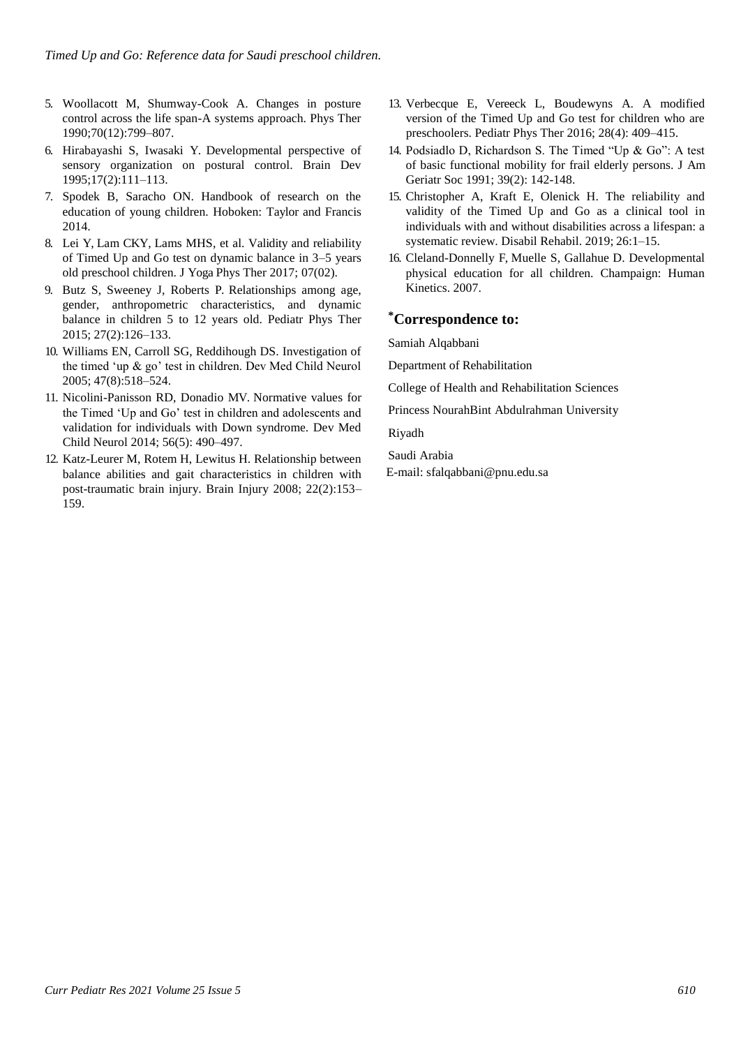5. Woollacott M, Shumway-Cook A. Changes in posture control across the life span-A systems approach. Phys Ther 1990;70(12):799–807.
6. Hirabayashi S, Iwasaki Y. Developmental perspective of sensory organization on postural control. Brain Dev 1995;17(2):111–113.
7. Spodek B, Saracho ON. Handbook of research on the education of young children. Hoboken: Taylor and Francis 2014.
8. Lei Y, Lam CKY, Lams MHS, et al. Validity and reliability of Timed Up and Go test on dynamic balance in 3–5 years old preschool children. J Yoga Phys Ther 2017; 07(02).
9. Butz S, Sweeney J, Roberts P. Relationships among age, gender, anthropometric characteristics, and dynamic balance in children 5 to 12 years old. Pediatr Phys Ther 2015; 27(2):126–133.
10. Williams EN, Carroll SG, Reddihough DS. Investigation of the timed 'up & go' test in children. Dev Med Child Neurol 2005; 47(8):518–524.
11. Nicolini-Panisson RD, Donadio MV. Normative values for the Timed 'Up and Go' test in children and adolescents and validation for individuals with Down syndrome. Dev Med Child Neurol 2014; 56(5): 490–497.
12. Katz-Leurer M, Rotem H, Lewitus H. Relationship between balance abilities and gait characteristics in children with post-traumatic brain injury. Brain Injury 2008; 22(2):153–159.
13. Verbecque E, Vereeck L, Boudewyns A. A modified version of the Timed Up and Go test for children who are preschoolers. Pediatr Phys Ther 2016; 28(4): 409–415.
14. Podsiadlo D, Richardson S. The Timed "Up & Go": A test of basic functional mobility for frail elderly persons. J Am Geriatr Soc 1991; 39(2): 142-148.
15. Christopher A, Kraft E, Olenick H. The reliability and validity of the Timed Up and Go as a clinical tool in individuals with and without disabilities across a lifespan: a systematic review. Disabil Rehabil. 2019; 26:1–15.
16. Cleland-Donnelly F, Muelle S, Gallahue D. Developmental physical education for all children. Champaign: Human Kinetics. 2007.

## *Correspondence to:

Samiah Alqabbani

Department of Rehabilitation

College of Health and Rehabilitation Sciences

Princess NourahBint Abdulrahman University

Riyadh

Saudi Arabia

E-mail: sfalqabbani@pnu.edu.sa